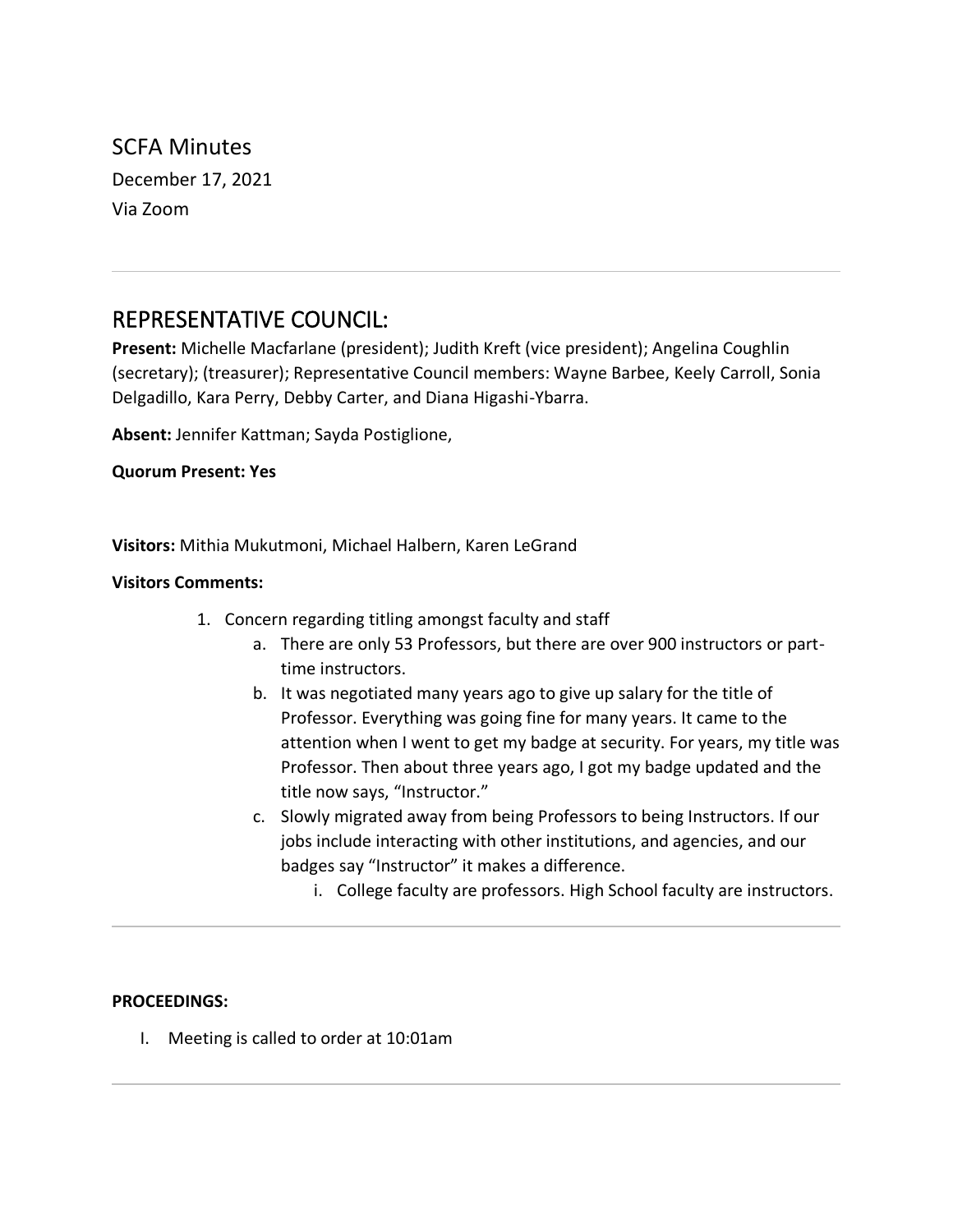# SCFA Minutes

December 17, 2021

Via Zoom

---

## REPRESENTATIVE COUNCIL:

**Present:** Michelle Macfarlane (president); Judith Kreft (vice president); Angelina Coughlin (secretary); (treasurer); Representative Council members: Wayne Barbee, Keely Carroll, Sonia Delgadillo, Kara Perry, Debby Carter, and Diana Higashi-Ybarra.

**Absent:** Jennifer Kattman; Sayda Postiglione,

**Quorum Present: Yes**

**Visitors:** Mithia Mukutmoni, Michael Halbern, Karen LeGrand

**Visitors Comments:**

1. Concern regarding titling amongst faculty and staff
   a. There are only 53 Professors, but there are over 900 instructors or part-time instructors.
   b. It was negotiated many years ago to give up salary for the title of Professor. Everything was going fine for many years. It came to the attention when I went to get my badge at security. For years, my title was Professor. Then about three years ago, I got my badge updated and the title now says, "Instructor."
   c. Slowly migrated away from being Professors to being Instructors. If our jobs include interacting with other institutions, and agencies, and our badges say "Instructor" it makes a difference.
      i. College faculty are professors. High School faculty are instructors.

---

**PROCEEDINGS:**

I. Meeting is called to order at 10:01am

---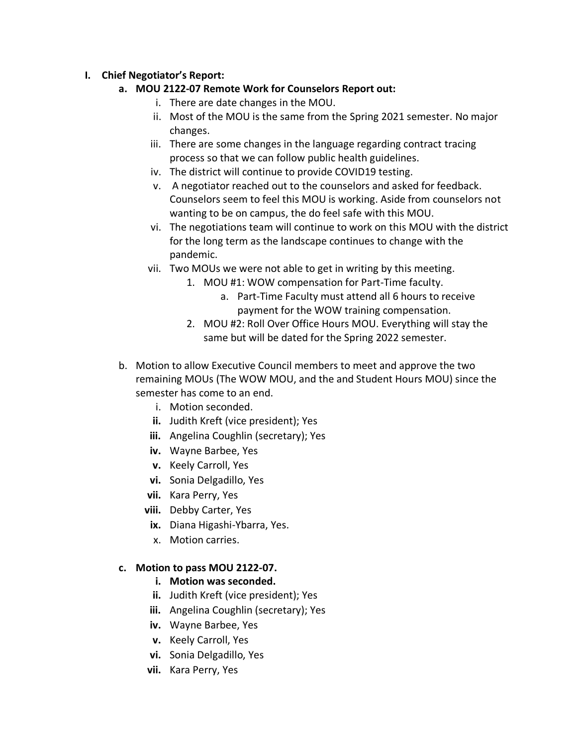I. **Chief Negotiator's Report:**
   a. **MOU 2122-07 Remote Work for Counselors Report out:**
      i. There are date changes in the MOU.
      ii. Most of the MOU is the same from the Spring 2021 semester. No major changes.
      iii. There are some changes in the language regarding contract tracing process so that we can follow public health guidelines.
      iv. The district will continue to provide COVID19 testing.
      v. A negotiator reached out to the counselors and asked for feedback. Counselors seem to feel this MOU is working. Aside from counselors not wanting to be on campus, the do feel safe with this MOU.
      vi. The negotiations team will continue to work on this MOU with the district for the long term as the landscape continues to change with the pandemic.
      vii. Two MOUs we were not able to get in writing by this meeting.
         1. MOU #1: WOW compensation for Part-Time faculty.
            a. Part-Time Faculty must attend all 6 hours to receive payment for the WOW training compensation.
         2. MOU #2: Roll Over Office Hours MOU. Everything will stay the same but will be dated for the Spring 2022 semester.

   b. Motion to allow Executive Council members to meet and approve the two remaining MOUs (The WOW MOU, and the and Student Hours MOU) since the semester has come to an end.
      i. Motion seconded.
      **ii.** Judith Kreft (vice president); Yes
      **iii.** Angelina Coughlin (secretary); Yes
      **iv.** Wayne Barbee, Yes
      **v.** Keely Carroll, Yes
      **vi.** Sonia Delgadillo, Yes
      **vii.** Kara Perry, Yes
      **viii.** Debby Carter, Yes
      **ix.** Diana Higashi-Ybarra, Yes.
      x. Motion carries.

   c. **Motion to pass MOU 2122-07.**
      **i. Motion was seconded.**
      **ii.** Judith Kreft (vice president); Yes
      **iii.** Angelina Coughlin (secretary); Yes
      **iv.** Wayne Barbee, Yes
      **v.** Keely Carroll, Yes
      **vi.** Sonia Delgadillo, Yes
      **vii.** Kara Perry, Yes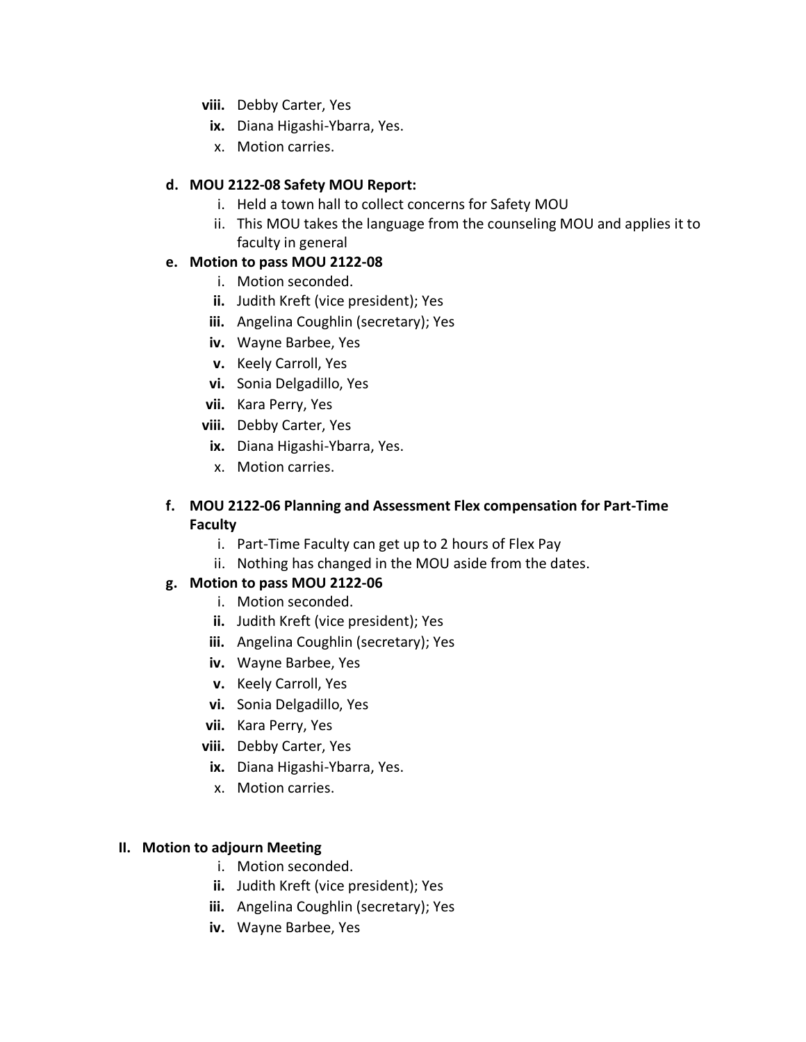viii. Debby Carter, Yes
ix. Diana Higashi-Ybarra, Yes.
x. Motion carries.

**d. MOU 2122-08 Safety MOU Report:**

i. Held a town hall to collect concerns for Safety MOU
ii. This MOU takes the language from the counseling MOU and applies it to faculty in general

**e. Motion to pass MOU 2122-08**

i. Motion seconded.
**ii.** Judith Kreft (vice president); Yes
**iii.** Angelina Coughlin (secretary); Yes
**iv.** Wayne Barbee, Yes
**v.** Keely Carroll, Yes
**vi.** Sonia Delgadillo, Yes
**vii.** Kara Perry, Yes
**viii.** Debby Carter, Yes
**ix.** Diana Higashi-Ybarra, Yes.
x. Motion carries.

**f. MOU 2122-06 Planning and Assessment Flex compensation for Part-Time Faculty**

i. Part-Time Faculty can get up to 2 hours of Flex Pay
ii. Nothing has changed in the MOU aside from the dates.

**g. Motion to pass MOU 2122-06**

i. Motion seconded.
**ii.** Judith Kreft (vice president); Yes
**iii.** Angelina Coughlin (secretary); Yes
**iv.** Wayne Barbee, Yes
**v.** Keely Carroll, Yes
**vi.** Sonia Delgadillo, Yes
**vii.** Kara Perry, Yes
**viii.** Debby Carter, Yes
**ix.** Diana Higashi-Ybarra, Yes.
x. Motion carries.

## II. Motion to adjourn Meeting

i. Motion seconded.
**ii.** Judith Kreft (vice president); Yes
**iii.** Angelina Coughlin (secretary); Yes
**iv.** Wayne Barbee, Yes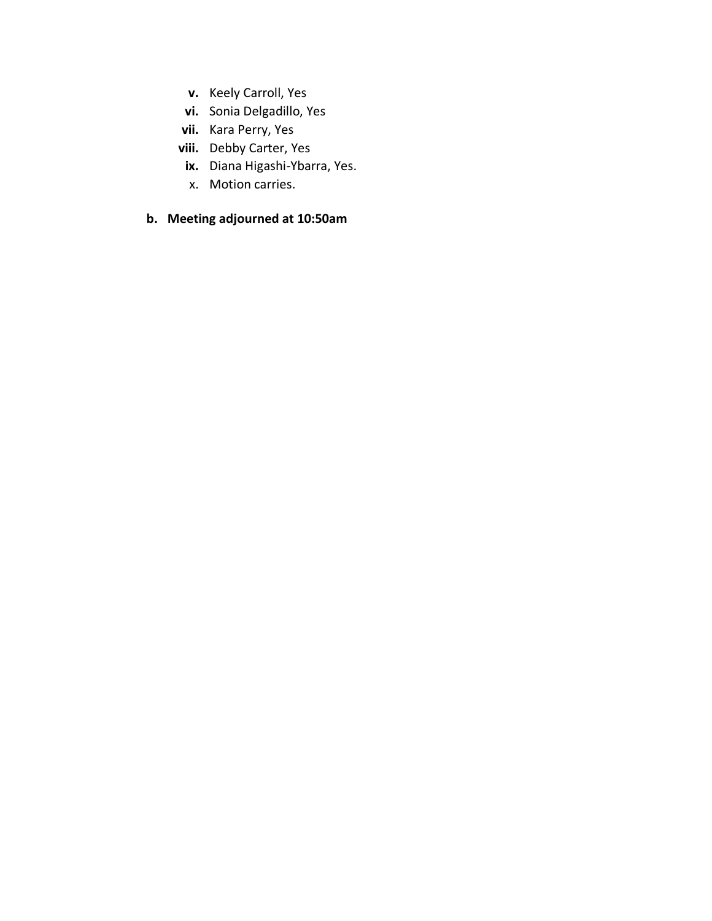- **v.** Keely Carroll, Yes
- **vi.** Sonia Delgadillo, Yes
- **vii.** Kara Perry, Yes
- **viii.** Debby Carter, Yes
- **ix.** Diana Higashi-Ybarra, Yes.
- x. Motion carries.

**b. Meeting adjourned at 10:50am**